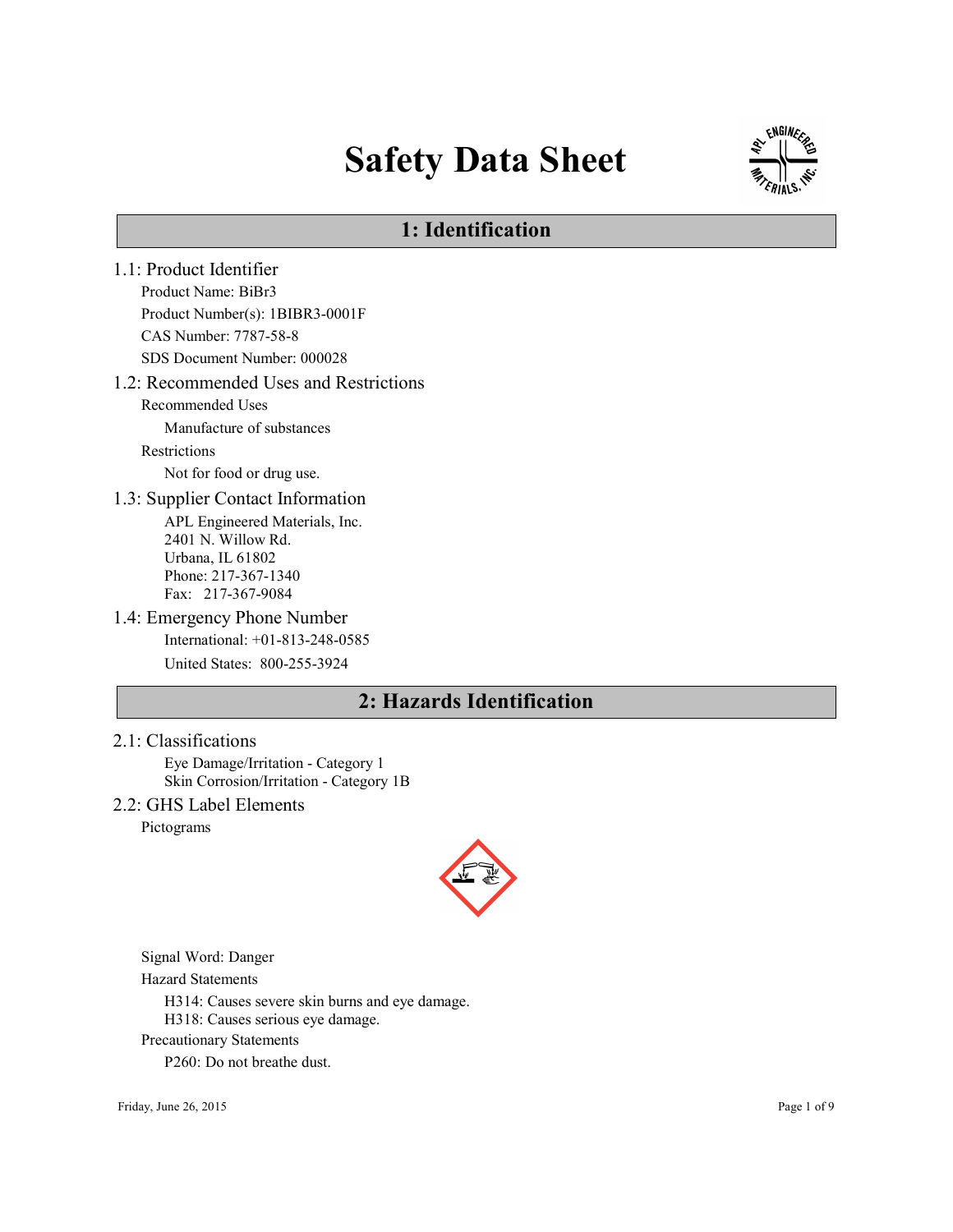# Safety Data Sheet

## 1: Identification

### 1.1: Product Identifier

Product Name: BiBr3

Product Number(s): 1BIBR3-0001F

CAS Number: 7787-58-8

SDS Document Number: 000028

### 1.2: Recommended Uses and Restrictions

Recommended Uses

Manufacture of substances

Restrictions

Not for food or drug use.

### 1.3: Supplier Contact Information

APL Engineered Materials, Inc.
2401 N. Willow Rd.
Urbana, IL 61802
Phone: 217-367-1340
Fax: 217-367-9084

### 1.4: Emergency Phone Number

International: +01-813-248-0585

United States: 800-255-3924

## 2: Hazards Identification

### 2.1: Classifications

Eye Damage/Irritation - Category 1
Skin Corrosion/Irritation - Category 1B

### 2.2: GHS Label Elements

Pictograms

Signal Word: Danger

Hazard Statements

H314: Causes severe skin burns and eye damage.
H318: Causes serious eye damage.

Precautionary Statements

P260: Do not breathe dust.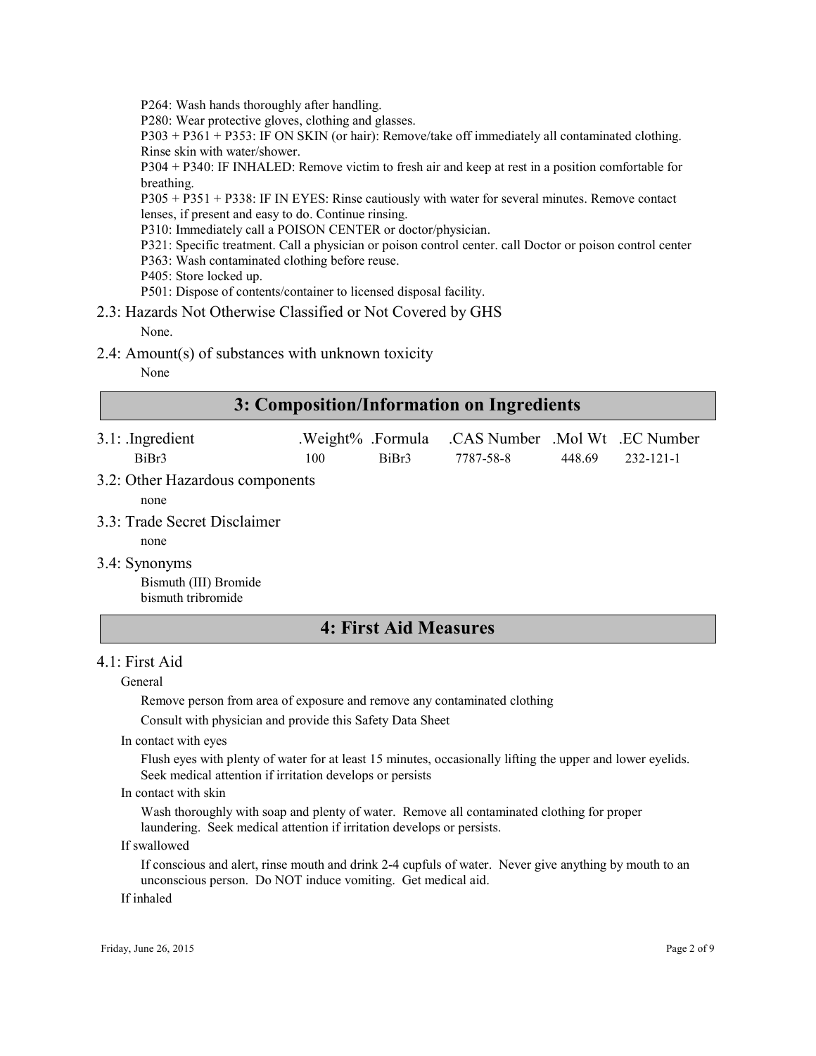P264: Wash hands thoroughly after handling.
P280: Wear protective gloves, clothing and glasses.
P303 + P361 + P353: IF ON SKIN (or hair): Remove/take off immediately all contaminated clothing. Rinse skin with water/shower.
P304 + P340: IF INHALED: Remove victim to fresh air and keep at rest in a position comfortable for breathing.
P305 + P351 + P338: IF IN EYES: Rinse cautiously with water for several minutes. Remove contact lenses, if present and easy to do. Continue rinsing.
P310: Immediately call a POISON CENTER or doctor/physician.
P321: Specific treatment. Call a physician or poison control center. call Doctor or poison control center
P363: Wash contaminated clothing before reuse.
P405: Store locked up.
P501: Dispose of contents/container to licensed disposal facility.

### 2.3: Hazards Not Otherwise Classified or Not Covered by GHS

None.

### 2.4: Amount(s) of substances with unknown toxicity

None

## 3: Composition/Information on Ingredients

### 3.1: .Ingredient

| .Ingredient | .Weight% | .Formula | .CAS Number | .Mol Wt | .EC Number |
|---|---|---|---|---|---|
| BiBr3 | 100 | BiBr3 | 7787-58-8 | 448.69 | 232-121-1 |

### 3.2: Other Hazardous components

none

### 3.3: Trade Secret Disclaimer

none

### 3.4: Synonyms

Bismuth (III) Bromide
bismuth tribromide

## 4: First Aid Measures

### 4.1: First Aid

General

Remove person from area of exposure and remove any contaminated clothing

Consult with physician and provide this Safety Data Sheet

In contact with eyes

Flush eyes with plenty of water for at least 15 minutes, occasionally lifting the upper and lower eyelids. Seek medical attention if irritation develops or persists

In contact with skin

Wash thoroughly with soap and plenty of water. Remove all contaminated clothing for proper laundering. Seek medical attention if irritation develops or persists.

If swallowed

If conscious and alert, rinse mouth and drink 2-4 cupfuls of water. Never give anything by mouth to an unconscious person. Do NOT induce vomiting. Get medical aid.

If inhaled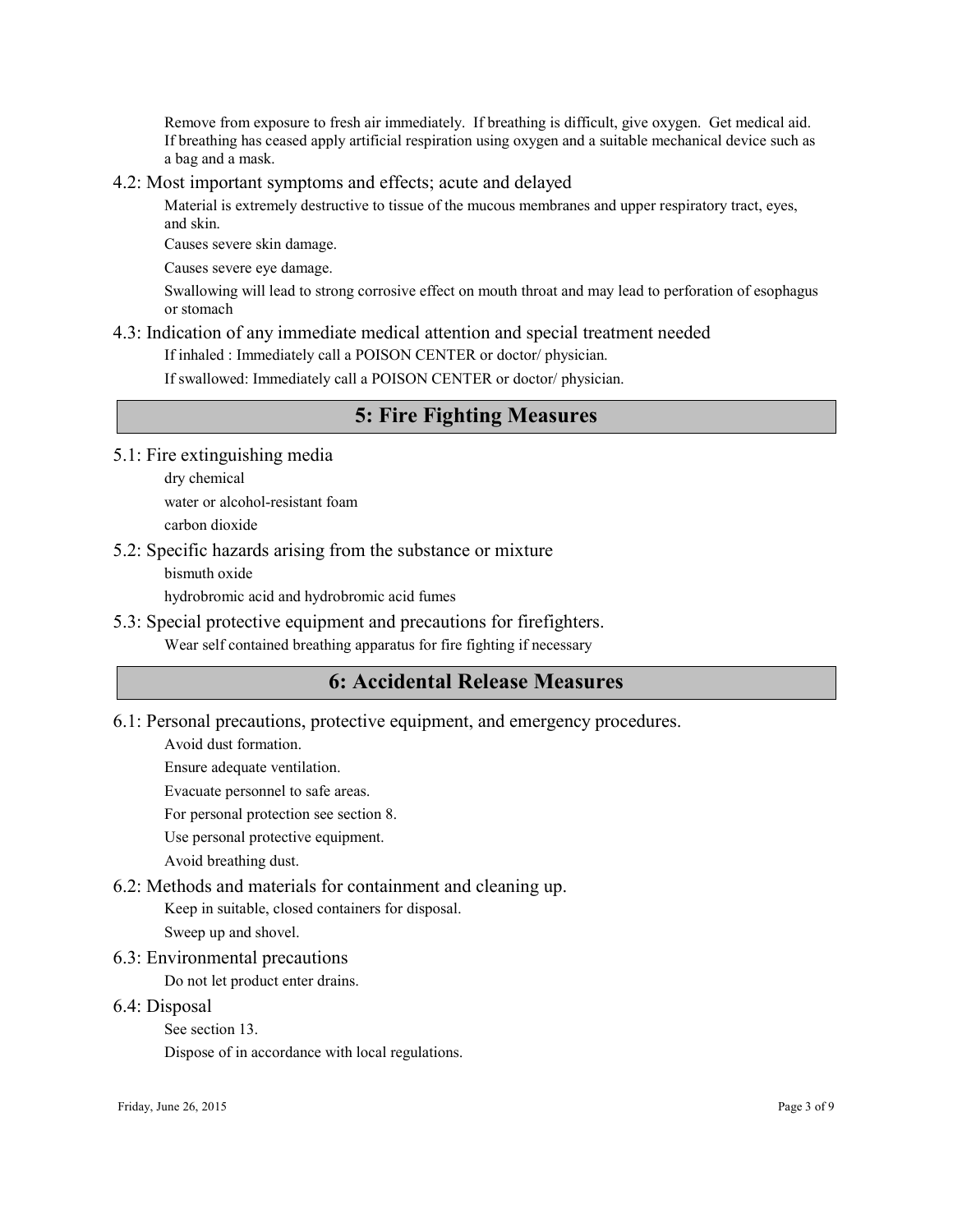Remove from exposure to fresh air immediately. If breathing is difficult, give oxygen. Get medical aid. If breathing has ceased apply artificial respiration using oxygen and a suitable mechanical device such as a bag and a mask.

### 4.2: Most important symptoms and effects; acute and delayed

Material is extremely destructive to tissue of the mucous membranes and upper respiratory tract, eyes, and skin.

Causes severe skin damage.

Causes severe eye damage.

Swallowing will lead to strong corrosive effect on mouth throat and may lead to perforation of esophagus or stomach

### 4.3: Indication of any immediate medical attention and special treatment needed

If inhaled : Immediately call a POISON CENTER or doctor/ physician.

If swallowed: Immediately call a POISON CENTER or doctor/ physician.

## 5: Fire Fighting Measures

### 5.1: Fire extinguishing media

dry chemical

water or alcohol-resistant foam

carbon dioxide

### 5.2: Specific hazards arising from the substance or mixture

bismuth oxide

hydrobromic acid and hydrobromic acid fumes

### 5.3: Special protective equipment and precautions for firefighters.

Wear self contained breathing apparatus for fire fighting if necessary

## 6: Accidental Release Measures

### 6.1: Personal precautions, protective equipment, and emergency procedures.

Avoid dust formation.

Ensure adequate ventilation.

Evacuate personnel to safe areas.

For personal protection see section 8.

Use personal protective equipment.

Avoid breathing dust.

### 6.2: Methods and materials for containment and cleaning up.

Keep in suitable, closed containers for disposal.

Sweep up and shovel.

### 6.3: Environmental precautions

Do not let product enter drains.

### 6.4: Disposal

See section 13.

Dispose of in accordance with local regulations.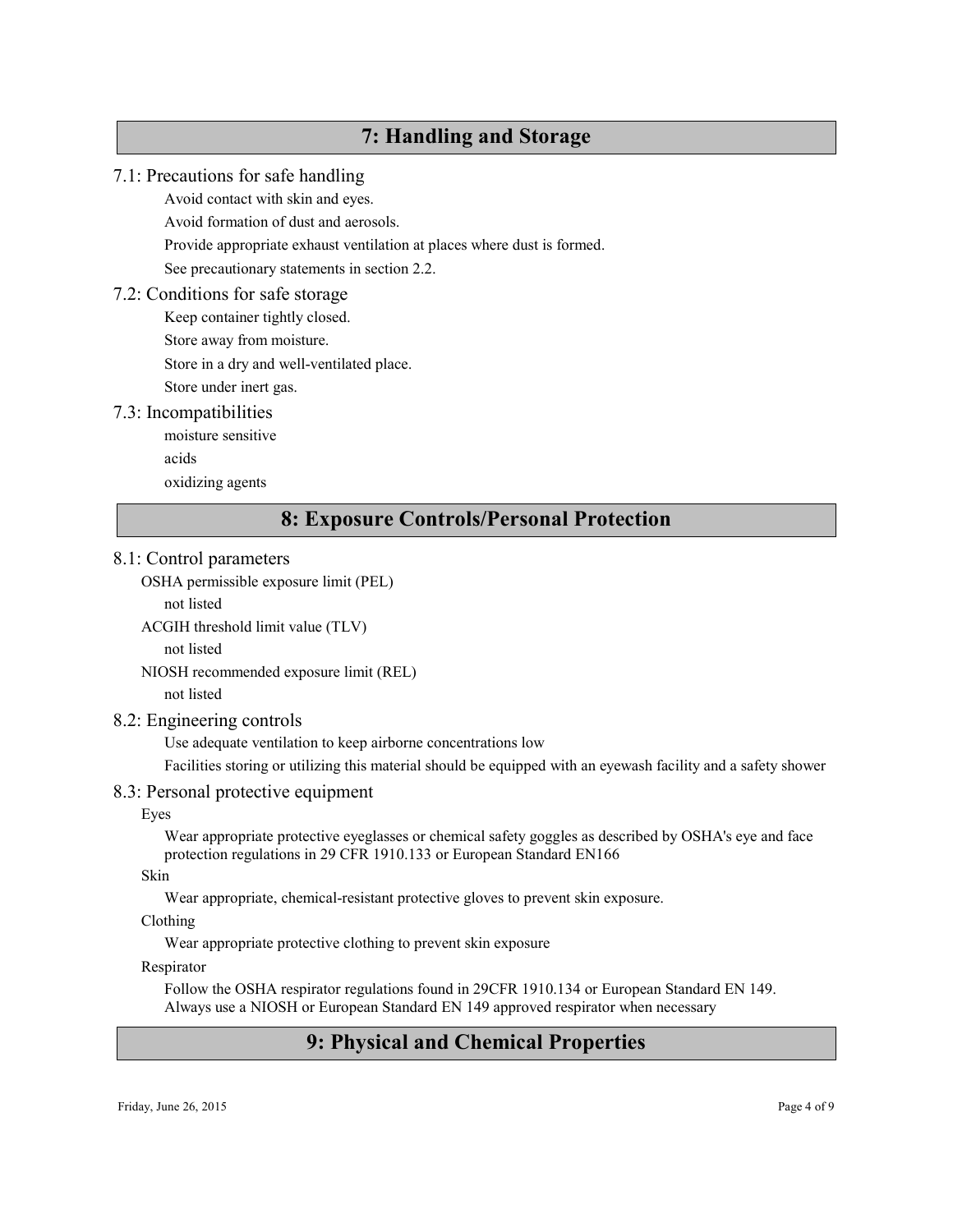## 7: Handling and Storage

### 7.1: Precautions for safe handling

Avoid contact with skin and eyes.

Avoid formation of dust and aerosols.

Provide appropriate exhaust ventilation at places where dust is formed.

See precautionary statements in section 2.2.

### 7.2: Conditions for safe storage

Keep container tightly closed.

Store away from moisture.

Store in a dry and well-ventilated place.

Store under inert gas.

### 7.3: Incompatibilities

moisture sensitive

acids

oxidizing agents

## 8: Exposure Controls/Personal Protection

### 8.1: Control parameters

OSHA permissible exposure limit (PEL)

not listed

ACGIH threshold limit value (TLV)

not listed

NIOSH recommended exposure limit (REL)

not listed

### 8.2: Engineering controls

Use adequate ventilation to keep airborne concentrations low

Facilities storing or utilizing this material should be equipped with an eyewash facility and a safety shower

### 8.3: Personal protective equipment

Eyes

Wear appropriate protective eyeglasses or chemical safety goggles as described by OSHA's eye and face protection regulations in 29 CFR 1910.133 or European Standard EN166

Skin

Wear appropriate, chemical-resistant protective gloves to prevent skin exposure.

Clothing

Wear appropriate protective clothing to prevent skin exposure

Respirator

Follow the OSHA respirator regulations found in 29CFR 1910.134 or European Standard EN 149. Always use a NIOSH or European Standard EN 149 approved respirator when necessary

## 9: Physical and Chemical Properties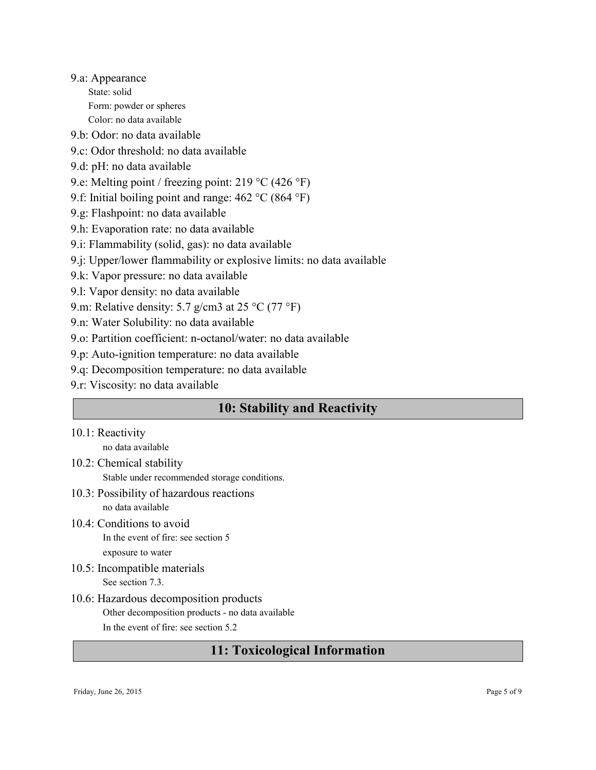9.a: Appearance

State: solid

Form: powder or spheres

Color: no data available

9.b: Odor: no data available

9.c: Odor threshold: no data available

9.d: pH: no data available

9.e: Melting point / freezing point: 219 °C (426 °F)

9.f: Initial boiling point and range: 462 °C (864 °F)

9.g: Flashpoint: no data available

9.h: Evaporation rate: no data available

9.i: Flammability (solid, gas): no data available

9.j: Upper/lower flammability or explosive limits: no data available

9.k: Vapor pressure: no data available

9.l: Vapor density: no data available

9.m: Relative density: 5.7 g/cm3 at 25 °C (77 °F)

9.n: Water Solubility: no data available

9.o: Partition coefficient: n-octanol/water: no data available

9.p: Auto-ignition temperature: no data available

9.q: Decomposition temperature: no data available

9.r: Viscosity: no data available

## 10: Stability and Reactivity

10.1: Reactivity

no data available

10.2: Chemical stability

Stable under recommended storage conditions.

10.3: Possibility of hazardous reactions

no data available

10.4: Conditions to avoid

In the event of fire: see section 5

exposure to water

10.5: Incompatible materials

See section 7.3.

10.6: Hazardous decomposition products

Other decomposition products - no data available

In the event of fire: see section 5.2

## 11: Toxicological Information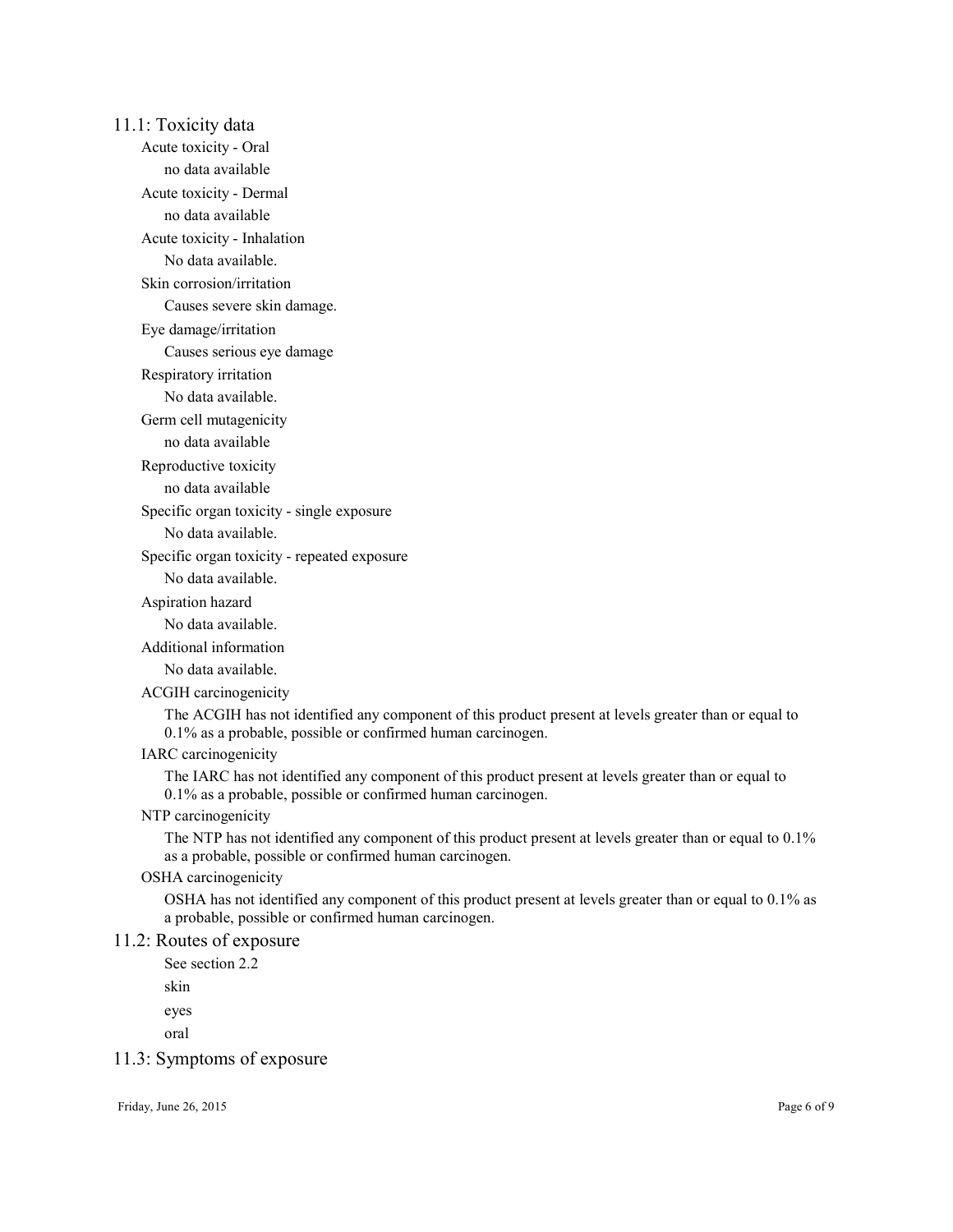## 11.1: Toxicity data

Acute toxicity - Oral

no data available

Acute toxicity - Dermal

no data available

Acute toxicity - Inhalation

No data available.

Skin corrosion/irritation

Causes severe skin damage.

Eye damage/irritation

Causes serious eye damage

Respiratory irritation

No data available.

Germ cell mutagenicity

no data available

Reproductive toxicity

no data available

Specific organ toxicity - single exposure

No data available.

Specific organ toxicity - repeated exposure

No data available.

Aspiration hazard

No data available.

Additional information

No data available.

ACGIH carcinogenicity

The ACGIH has not identified any component of this product present at levels greater than or equal to 0.1% as a probable, possible or confirmed human carcinogen.

IARC carcinogenicity

The IARC has not identified any component of this product present at levels greater than or equal to 0.1% as a probable, possible or confirmed human carcinogen.

NTP carcinogenicity

The NTP has not identified any component of this product present at levels greater than or equal to 0.1% as a probable, possible or confirmed human carcinogen.

OSHA carcinogenicity

OSHA has not identified any component of this product present at levels greater than or equal to 0.1% as a probable, possible or confirmed human carcinogen.

## 11.2: Routes of exposure

See section 2.2

skin

eyes

oral

## 11.3: Symptoms of exposure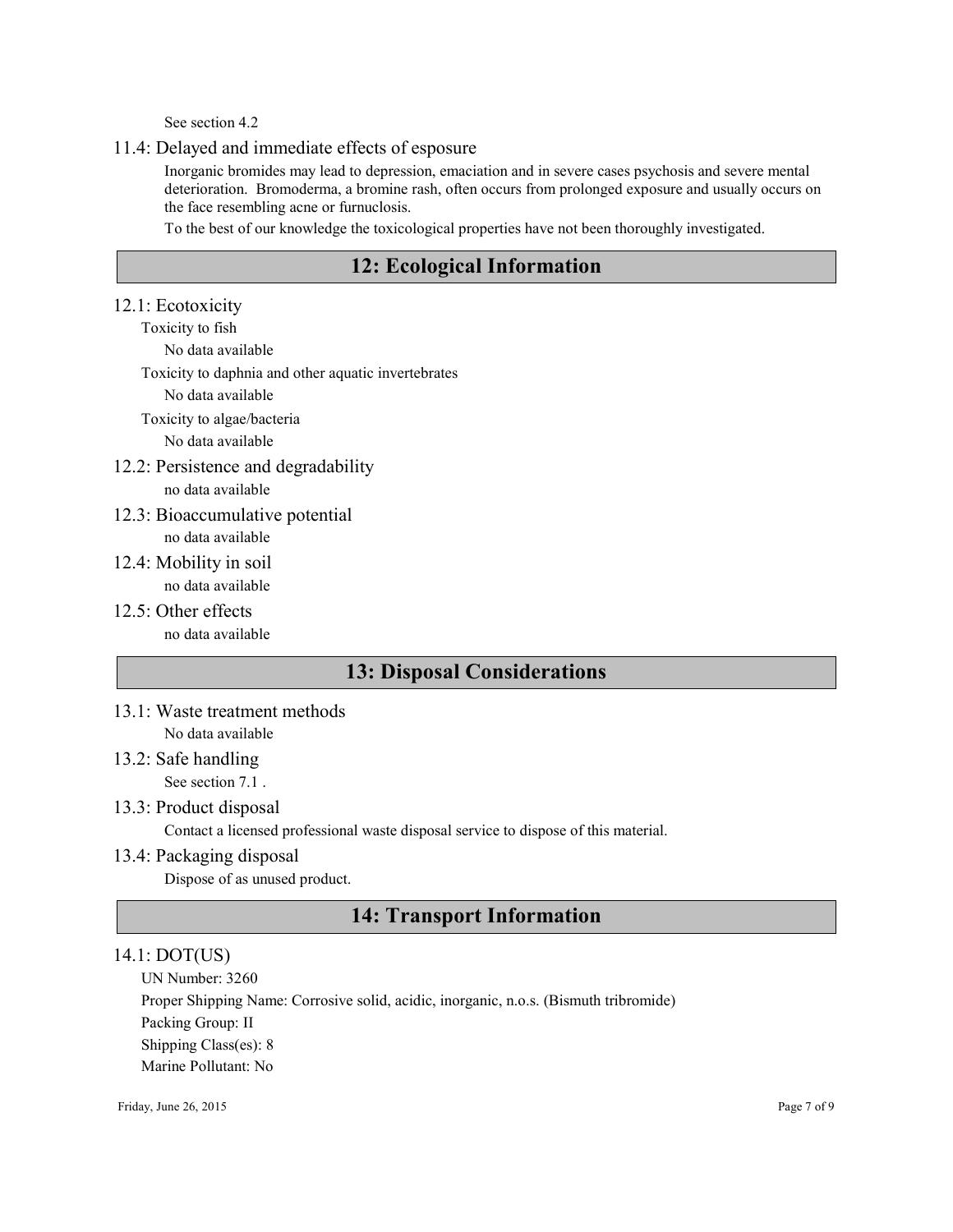See section 4.2

### 11.4: Delayed and immediate effects of esposure

Inorganic bromides may lead to depression, emaciation and in severe cases psychosis and severe mental deterioration. Bromoderma, a bromine rash, often occurs from prolonged exposure and usually occurs on the face resembling acne or furnuclosis.

To the best of our knowledge the toxicological properties have not been thoroughly investigated.

## 12: Ecological Information

### 12.1: Ecotoxicity

Toxicity to fish

No data available

Toxicity to daphnia and other aquatic invertebrates

No data available

Toxicity to algae/bacteria

No data available

### 12.2: Persistence and degradability

no data available

### 12.3: Bioaccumulative potential

no data available

### 12.4: Mobility in soil

no data available

### 12.5: Other effects

no data available

## 13: Disposal Considerations

### 13.1: Waste treatment methods

No data available

### 13.2: Safe handling

See section 7.1 .

### 13.3: Product disposal

Contact a licensed professional waste disposal service to dispose of this material.

### 13.4: Packaging disposal

Dispose of as unused product.

## 14: Transport Information

### 14.1: DOT(US)

UN Number: 3260

Proper Shipping Name: Corrosive solid, acidic, inorganic, n.o.s. (Bismuth tribromide)

Packing Group: II

Shipping Class(es): 8

Marine Pollutant: No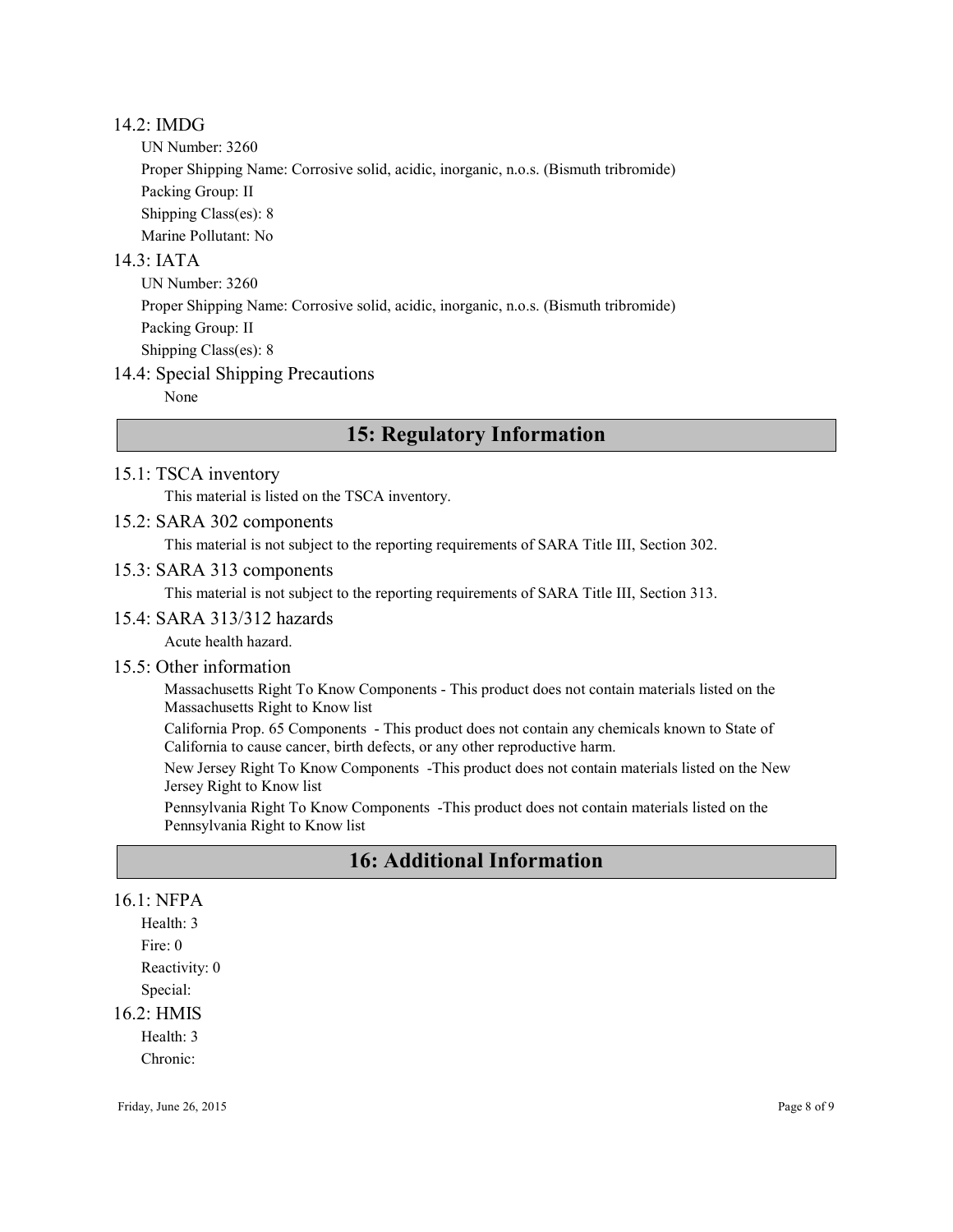### 14.2: IMDG

UN Number: 3260

Proper Shipping Name: Corrosive solid, acidic, inorganic, n.o.s. (Bismuth tribromide)

Packing Group: II

Shipping Class(es): 8

Marine Pollutant: No

### 14.3: IATA

UN Number: 3260

Proper Shipping Name: Corrosive solid, acidic, inorganic, n.o.s. (Bismuth tribromide)

Packing Group: II

Shipping Class(es): 8

### 14.4: Special Shipping Precautions

None

## 15: Regulatory Information

### 15.1: TSCA inventory

This material is listed on the TSCA inventory.

### 15.2: SARA 302 components

This material is not subject to the reporting requirements of SARA Title III, Section 302.

### 15.3: SARA 313 components

This material is not subject to the reporting requirements of SARA Title III, Section 313.

### 15.4: SARA 313/312 hazards

Acute health hazard.

### 15.5: Other information

Massachusetts Right To Know Components - This product does not contain materials listed on the Massachusetts Right to Know list

California Prop. 65 Components - This product does not contain any chemicals known to State of California to cause cancer, birth defects, or any other reproductive harm.

New Jersey Right To Know Components -This product does not contain materials listed on the New Jersey Right to Know list

Pennsylvania Right To Know Components -This product does not contain materials listed on the Pennsylvania Right to Know list

## 16: Additional Information

### 16.1: NFPA

Health: 3

Fire: 0

Reactivity: 0

Special:

### 16.2: HMIS

Health: 3

Chronic: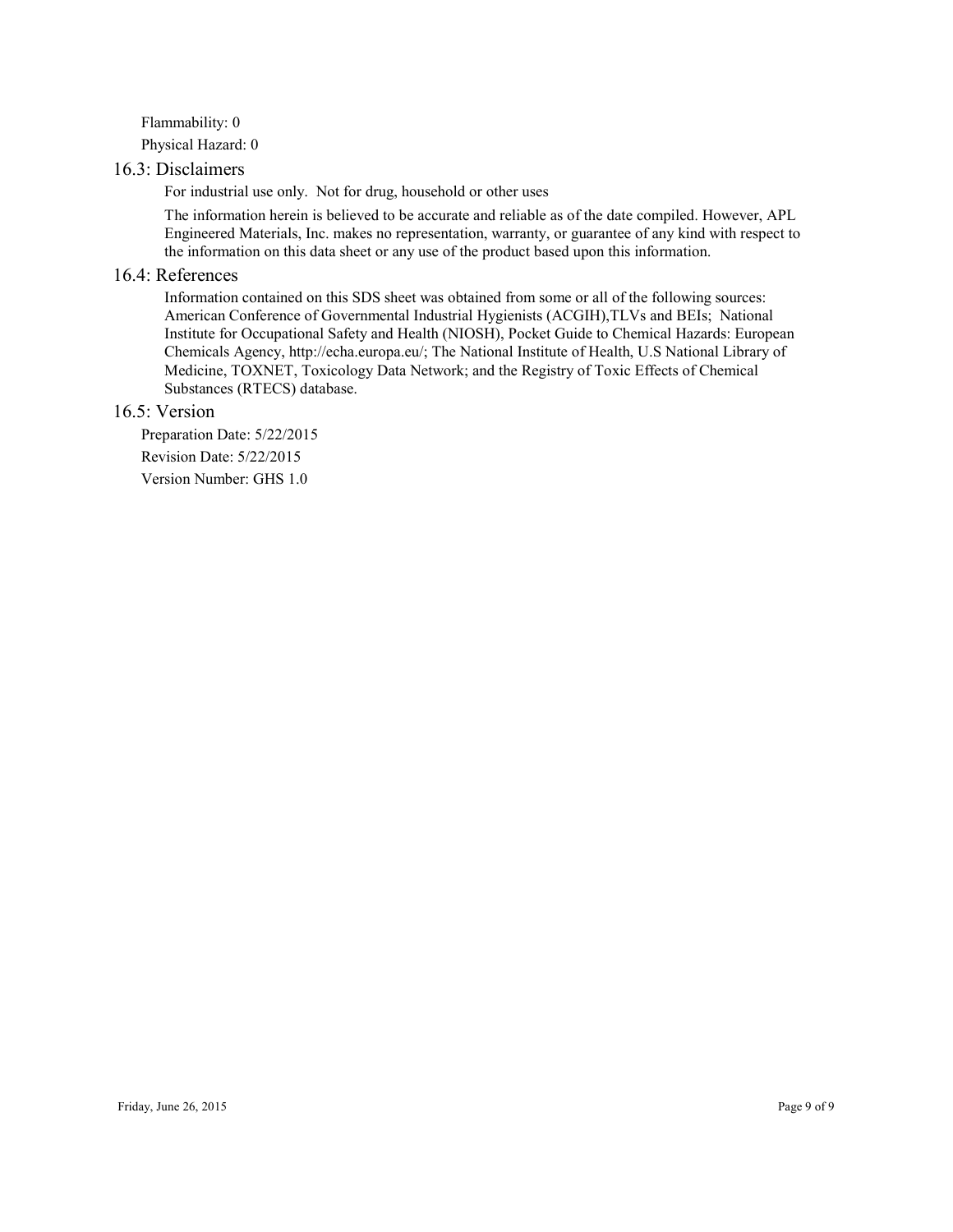Flammability: 0

Physical Hazard: 0

## 16.3: Disclaimers

For industrial use only. Not for drug, household or other uses

The information herein is believed to be accurate and reliable as of the date compiled. However, APL Engineered Materials, Inc. makes no representation, warranty, or guarantee of any kind with respect to the information on this data sheet or any use of the product based upon this information.

## 16.4: References

Information contained on this SDS sheet was obtained from some or all of the following sources: American Conference of Governmental Industrial Hygienists (ACGIH),TLVs and BEIs; National Institute for Occupational Safety and Health (NIOSH), Pocket Guide to Chemical Hazards: European Chemicals Agency, http://echa.europa.eu/; The National Institute of Health, U.S National Library of Medicine, TOXNET, Toxicology Data Network; and the Registry of Toxic Effects of Chemical Substances (RTECS) database.

## 16.5: Version

Preparation Date: 5/22/2015

Revision Date: 5/22/2015

Version Number: GHS 1.0